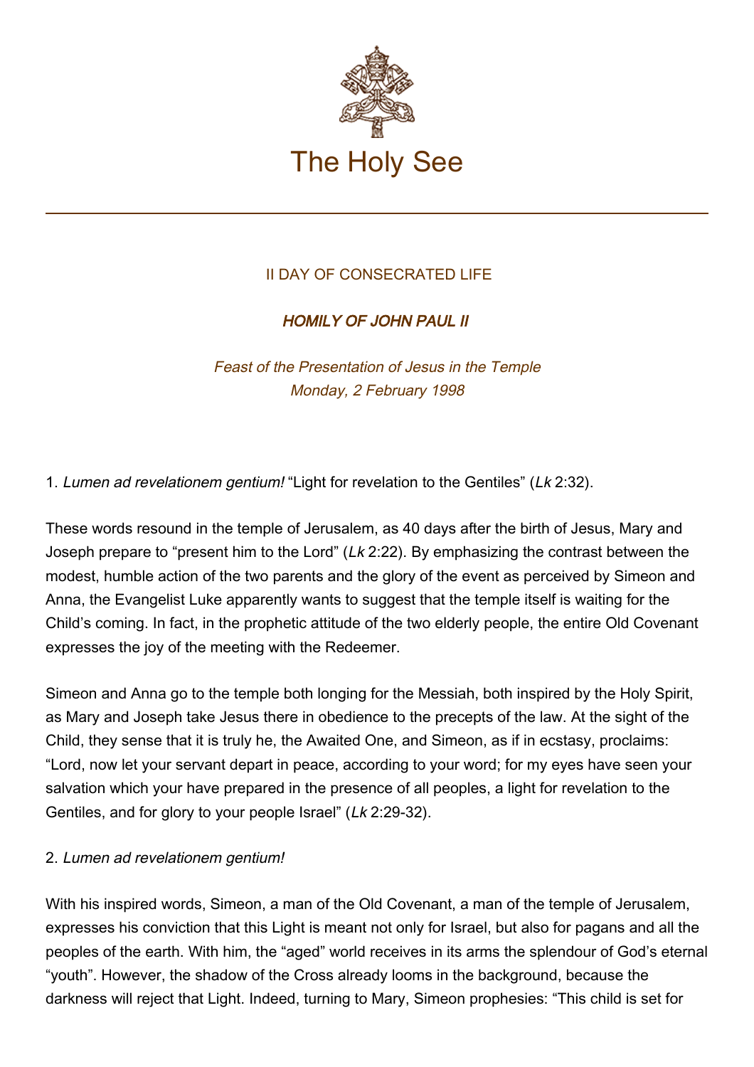# The Holy See

## II DAY OF CONSECRATED LIFE

### *HOMILY OF JOHN PAUL II*

*Feast of the Presentation of Jesus in the Temple*
*Monday, 2 February 1998*

1. *Lumen ad revelationem gentium!* "Light for revelation to the Gentiles" (*Lk* 2:32).

These words resound in the temple of Jerusalem, as 40 days after the birth of Jesus, Mary and Joseph prepare to "present him to the Lord" (*Lk* 2:22). By emphasizing the contrast between the modest, humble action of the two parents and the glory of the event as perceived by Simeon and Anna, the Evangelist Luke apparently wants to suggest that the temple itself is waiting for the Child's coming. In fact, in the prophetic attitude of the two elderly people, the entire Old Covenant expresses the joy of the meeting with the Redeemer.

Simeon and Anna go to the temple both longing for the Messiah, both inspired by the Holy Spirit, as Mary and Joseph take Jesus there in obedience to the precepts of the law. At the sight of the Child, they sense that it is truly he, the Awaited One, and Simeon, as if in ecstasy, proclaims: "Lord, now let your servant depart in peace, according to your word; for my eyes have seen your salvation which your have prepared in the presence of all peoples, a light for revelation to the Gentiles, and for glory to your people Israel" (*Lk* 2:29-32).

2. *Lumen ad revelationem gentium!*

With his inspired words, Simeon, a man of the Old Covenant, a man of the temple of Jerusalem, expresses his conviction that this Light is meant not only for Israel, but also for pagans and all the peoples of the earth. With him, the "aged" world receives in its arms the splendour of God's eternal "youth". However, the shadow of the Cross already looms in the background, because the darkness will reject that Light. Indeed, turning to Mary, Simeon prophesies: "This child is set for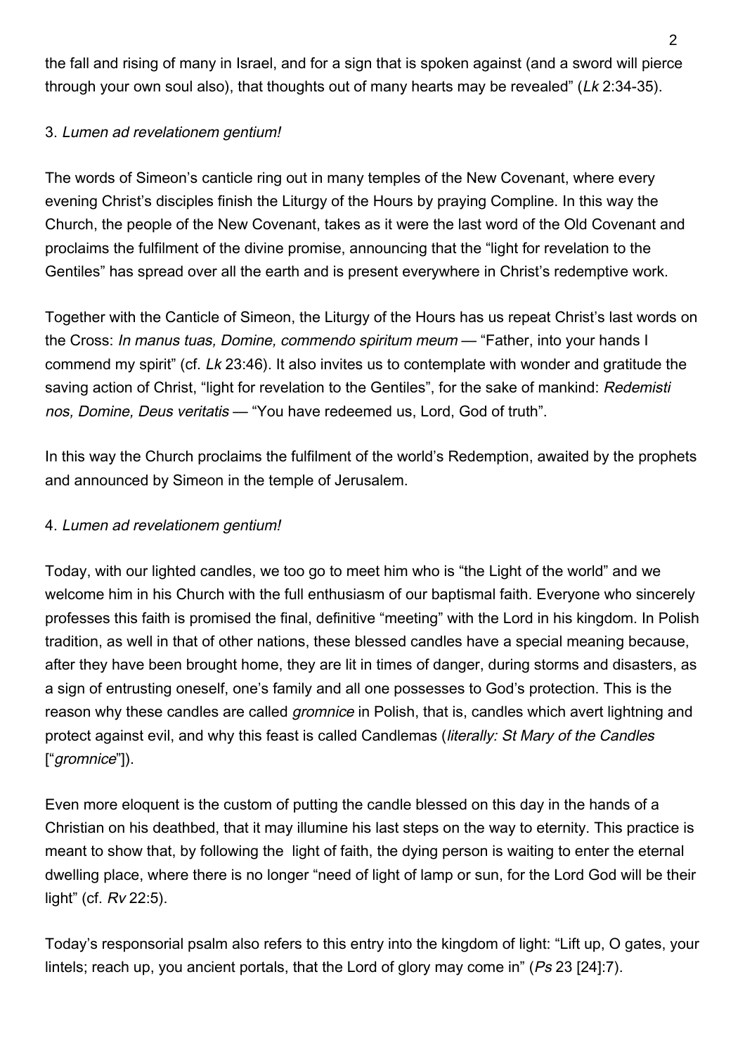the fall and rising of many in Israel, and for a sign that is spoken against (and a sword will pierce through your own soul also), that thoughts out of many hearts may be revealed" (*Lk* 2:34-35).

3. *Lumen ad revelationem gentium!*

The words of Simeon's canticle ring out in many temples of the New Covenant, where every evening Christ's disciples finish the Liturgy of the Hours by praying Compline. In this way the Church, the people of the New Covenant, takes as it were the last word of the Old Covenant and proclaims the fulfilment of the divine promise, announcing that the "light for revelation to the Gentiles" has spread over all the earth and is present everywhere in Christ's redemptive work.

Together with the Canticle of Simeon, the Liturgy of the Hours has us repeat Christ's last words on the Cross: *In manus tuas, Domine, commendo spiritum meum* — "Father, into your hands I commend my spirit" (cf. *Lk* 23:46). It also invites us to contemplate with wonder and gratitude the saving action of Christ, "light for revelation to the Gentiles", for the sake of mankind: *Redemisti nos, Domine, Deus veritatis* — "You have redeemed us, Lord, God of truth".

In this way the Church proclaims the fulfilment of the world's Redemption, awaited by the prophets and announced by Simeon in the temple of Jerusalem.

4. *Lumen ad revelationem gentium!*

Today, with our lighted candles, we too go to meet him who is "the Light of the world" and we welcome him in his Church with the full enthusiasm of our baptismal faith. Everyone who sincerely professes this faith is promised the final, definitive "meeting" with the Lord in his kingdom. In Polish tradition, as well in that of other nations, these blessed candles have a special meaning because, after they have been brought home, they are lit in times of danger, during storms and disasters, as a sign of entrusting oneself, one's family and all one possesses to God's protection. This is the reason why these candles are called *gromnice* in Polish, that is, candles which avert lightning and protect against evil, and why this feast is called Candlemas (*literally: St Mary of the Candles* ["*gromnice*"]).

Even more eloquent is the custom of putting the candle blessed on this day in the hands of a Christian on his deathbed, that it may illumine his last steps on the way to eternity. This practice is meant to show that, by following the light of faith, the dying person is waiting to enter the eternal dwelling place, where there is no longer "need of light of lamp or sun, for the Lord God will be their light" (cf. *Rv* 22:5).

Today's responsorial psalm also refers to this entry into the kingdom of light: "Lift up, O gates, your lintels; reach up, you ancient portals, that the Lord of glory may come in" (*Ps* 23 [24]:7).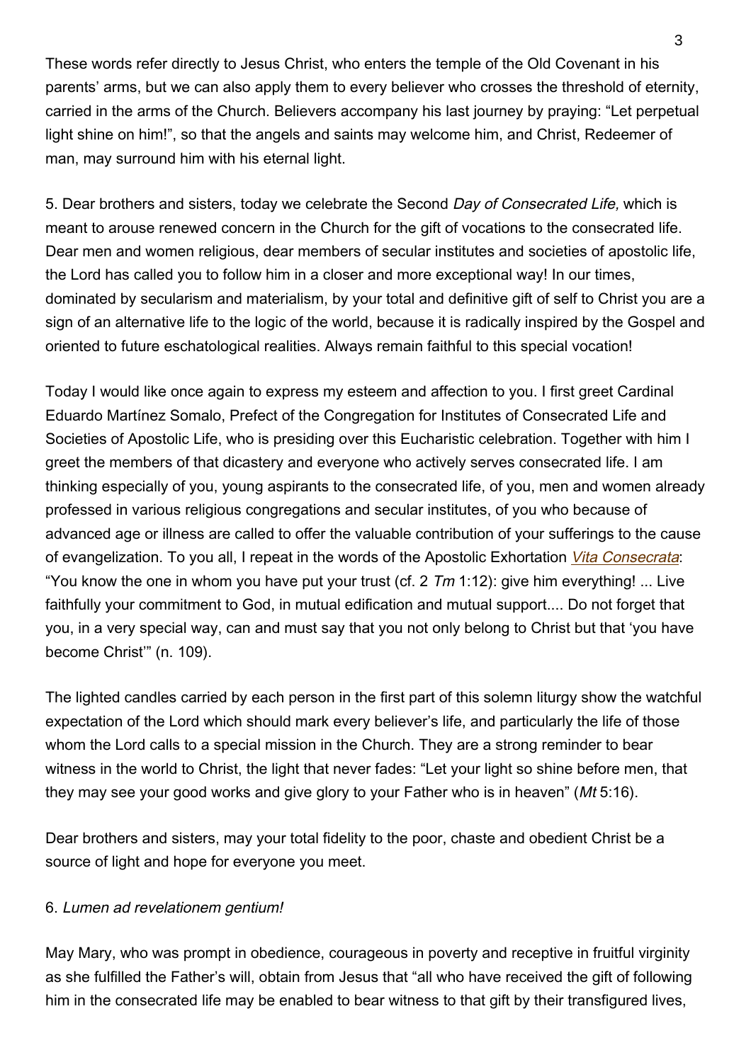These words refer directly to Jesus Christ, who enters the temple of the Old Covenant in his parents' arms, but we can also apply them to every believer who crosses the threshold of eternity, carried in the arms of the Church. Believers accompany his last journey by praying: "Let perpetual light shine on him!", so that the angels and saints may welcome him, and Christ, Redeemer of man, may surround him with his eternal light.

5. Dear brothers and sisters, today we celebrate the Second *Day of Consecrated Life,* which is meant to arouse renewed concern in the Church for the gift of vocations to the consecrated life. Dear men and women religious, dear members of secular institutes and societies of apostolic life, the Lord has called you to follow him in a closer and more exceptional way! In our times, dominated by secularism and materialism, by your total and definitive gift of self to Christ you are a sign of an alternative life to the logic of the world, because it is radically inspired by the Gospel and oriented to future eschatological realities. Always remain faithful to this special vocation!

Today I would like once again to express my esteem and affection to you. I first greet Cardinal Eduardo Martínez Somalo, Prefect of the Congregation for Institutes of Consecrated Life and Societies of Apostolic Life, who is presiding over this Eucharistic celebration. Together with him I greet the members of that dicastery and everyone who actively serves consecrated life. I am thinking especially of you, young aspirants to the consecrated life, of you, men and women already professed in various religious congregations and secular institutes, of you who because of advanced age or illness are called to offer the valuable contribution of your sufferings to the cause of evangelization. To you all, I repeat in the words of the Apostolic Exhortation *Vita Consecrata*: "You know the one in whom you have put your trust (cf. 2 *Tm* 1:12): give him everything! ... Live faithfully your commitment to God, in mutual edification and mutual support.... Do not forget that you, in a very special way, can and must say that you not only belong to Christ but that 'you have become Christ'" (n. 109).

The lighted candles carried by each person in the first part of this solemn liturgy show the watchful expectation of the Lord which should mark every believer's life, and particularly the life of those whom the Lord calls to a special mission in the Church. They are a strong reminder to bear witness in the world to Christ, the light that never fades: "Let your light so shine before men, that they may see your good works and give glory to your Father who is in heaven" (*Mt* 5:16).

Dear brothers and sisters, may your total fidelity to the poor, chaste and obedient Christ be a source of light and hope for everyone you meet.

6. *Lumen ad revelationem gentium!*

May Mary, who was prompt in obedience, courageous in poverty and receptive in fruitful virginity as she fulfilled the Father's will, obtain from Jesus that "all who have received the gift of following him in the consecrated life may be enabled to bear witness to that gift by their transfigured lives,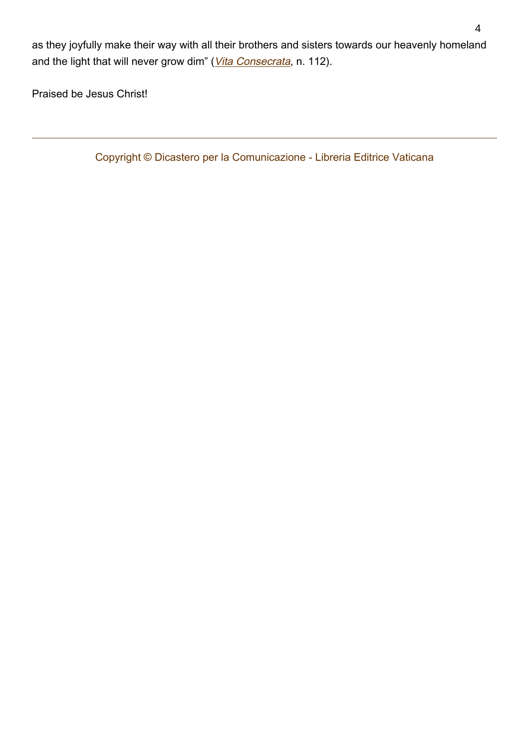as they joyfully make their way with all their brothers and sisters towards our heavenly homeland and the light that will never grow dim" (*Vita Consecrata*, n. 112).

Praised be Jesus Christ!

---

Copyright © Dicastero per la Comunicazione - Libreria Editrice Vaticana